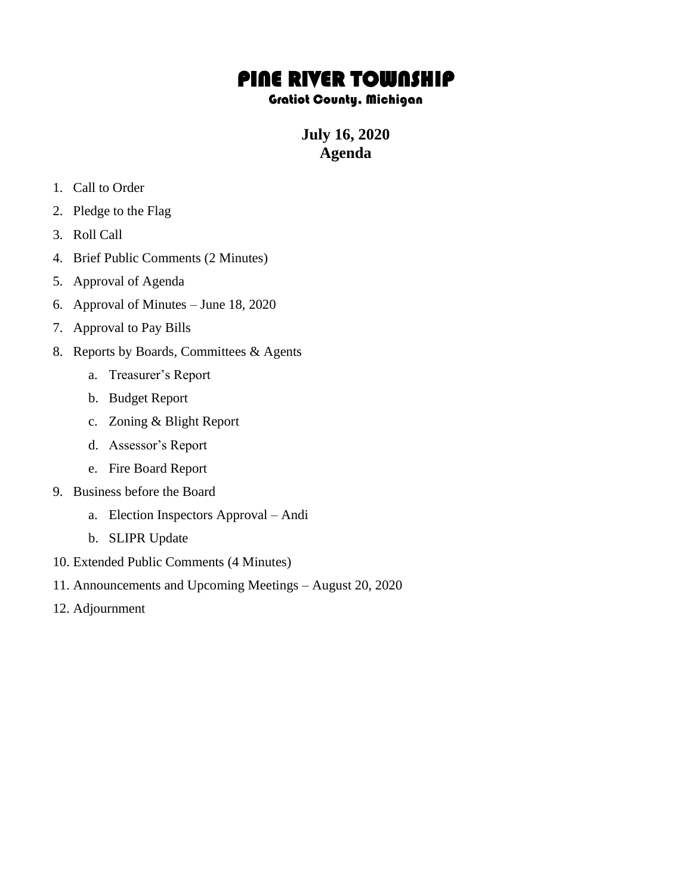# PINE RIVER TOWNSHIP

## Gratiot County, Michigan

**July 16, 2020**
**Agenda**

1. Call to Order
2. Pledge to the Flag
3. Roll Call
4. Brief Public Comments (2 Minutes)
5. Approval of Agenda
6. Approval of Minutes – June 18, 2020
7. Approval to Pay Bills
8. Reports by Boards, Committees & Agents
    a. Treasurer's Report
    b. Budget Report
    c. Zoning & Blight Report
    d. Assessor's Report
    e. Fire Board Report
9. Business before the Board
    a. Election Inspectors Approval – Andi
    b. SLIPR Update
10. Extended Public Comments (4 Minutes)
11. Announcements and Upcoming Meetings – August 20, 2020
12. Adjournment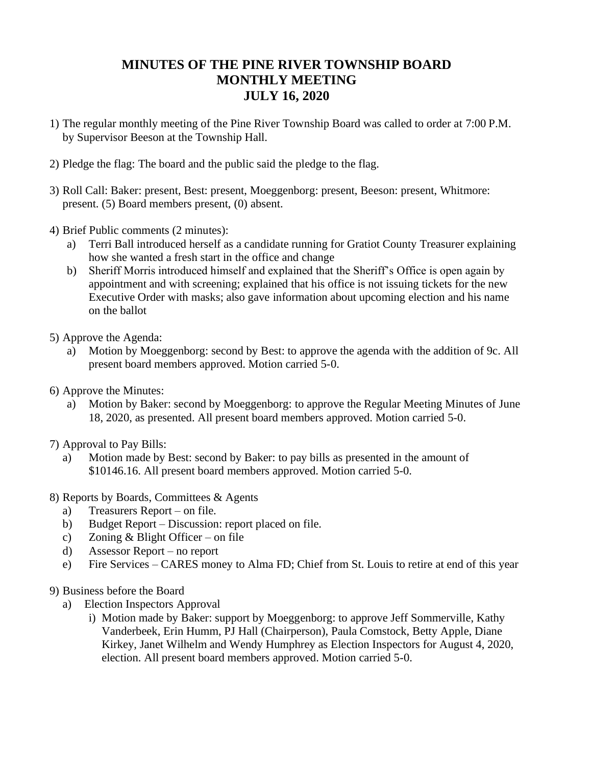# MINUTES OF THE PINE RIVER TOWNSHIP BOARD MONTHLY MEETING JULY 16, 2020

1) The regular monthly meeting of the Pine River Township Board was called to order at 7:00 P.M. by Supervisor Beeson at the Township Hall.

2) Pledge the flag: The board and the public said the pledge to the flag.

3) Roll Call: Baker: present, Best: present, Moeggenborg: present, Beeson: present, Whitmore: present. (5) Board members present, (0) absent.

4) Brief Public comments (2 minutes):
   a) Terri Ball introduced herself as a candidate running for Gratiot County Treasurer explaining how she wanted a fresh start in the office and change
   b) Sheriff Morris introduced himself and explained that the Sheriff's Office is open again by appointment and with screening; explained that his office is not issuing tickets for the new Executive Order with masks; also gave information about upcoming election and his name on the ballot

5) Approve the Agenda:
   a) Motion by Moeggenborg: second by Best: to approve the agenda with the addition of 9c. All present board members approved. Motion carried 5-0.

6) Approve the Minutes:
   a) Motion by Baker: second by Moeggenborg: to approve the Regular Meeting Minutes of June 18, 2020, as presented. All present board members approved. Motion carried 5-0.

7) Approval to Pay Bills:
   a) Motion made by Best: second by Baker: to pay bills as presented in the amount of $10146.16. All present board members approved. Motion carried 5-0.

8) Reports by Boards, Committees & Agents
   a) Treasurers Report – on file.
   b) Budget Report – Discussion: report placed on file.
   c) Zoning & Blight Officer – on file
   d) Assessor Report – no report
   e) Fire Services – CARES money to Alma FD; Chief from St. Louis to retire at end of this year

9) Business before the Board
   a) Election Inspectors Approval
      i) Motion made by Baker: support by Moeggenborg: to approve Jeff Sommerville, Kathy Vanderbeek, Erin Humm, PJ Hall (Chairperson), Paula Comstock, Betty Apple, Diane Kirkey, Janet Wilhelm and Wendy Humphrey as Election Inspectors for August 4, 2020, election. All present board members approved. Motion carried 5-0.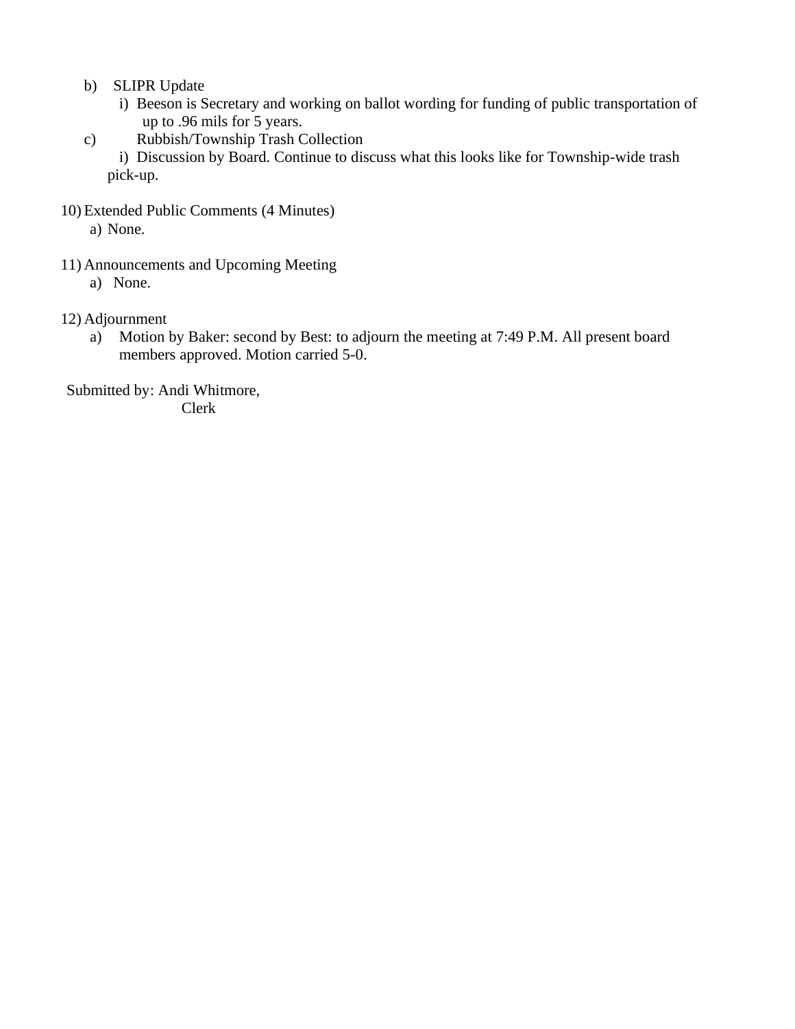b) SLIPR Update
   i) Beeson is Secretary and working on ballot wording for funding of public transportation of up to .96 mils for 5 years.

c) Rubbish/Township Trash Collection
   i) Discussion by Board. Continue to discuss what this looks like for Township-wide trash pick-up.

10) Extended Public Comments (4 Minutes)
   a) None.

11) Announcements and Upcoming Meeting
   a) None.

12) Adjournment
   a) Motion by Baker: second by Best: to adjourn the meeting at 7:49 P.M. All present board members approved. Motion carried 5-0.

Submitted by: Andi Whitmore,
Clerk